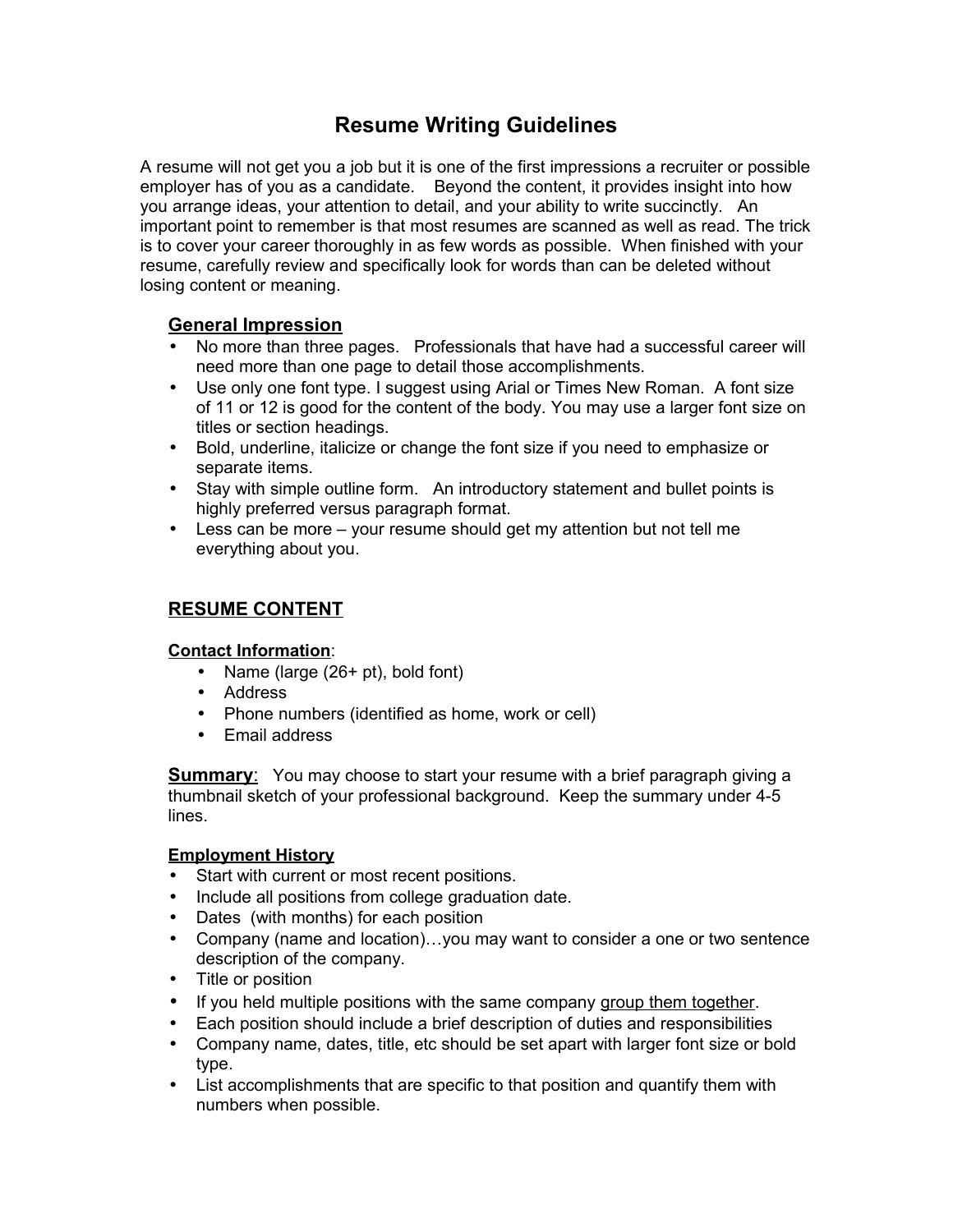# Resume Writing Guidelines

A resume will not get you a job but it is one of the first impressions a recruiter or possible employer has of you as a candidate. Beyond the content, it provides insight into how you arrange ideas, your attention to detail, and your ability to write succinctly. An important point to remember is that most resumes are scanned as well as read. The trick is to cover your career thoroughly in as few words as possible. When finished with your resume, carefully review and specifically look for words than can be deleted without losing content or meaning.

## General Impression

- No more than three pages. Professionals that have had a successful career will need more than one page to detail those accomplishments.
- Use only one font type. I suggest using Arial or Times New Roman. A font size of 11 or 12 is good for the content of the body. You may use a larger font size on titles or section headings.
- Bold, underline, italicize or change the font size if you need to emphasize or separate items.
- Stay with simple outline form. An introductory statement and bullet points is highly preferred versus paragraph format.
- Less can be more – your resume should get my attention but not tell me everything about you.

## RESUME CONTENT

### Contact Information:

- Name (large (26+ pt), bold font)
- Address
- Phone numbers (identified as home, work or cell)
- Email address

**Summary**: You may choose to start your resume with a brief paragraph giving a thumbnail sketch of your professional background. Keep the summary under 4-5 lines.

### Employment History

- Start with current or most recent positions.
- Include all positions from college graduation date.
- Dates (with months) for each position
- Company (name and location)…you may want to consider a one or two sentence description of the company.
- Title or position
- If you held multiple positions with the same company group them together.
- Each position should include a brief description of duties and responsibilities
- Company name, dates, title, etc should be set apart with larger font size or bold type.
- List accomplishments that are specific to that position and quantify them with numbers when possible.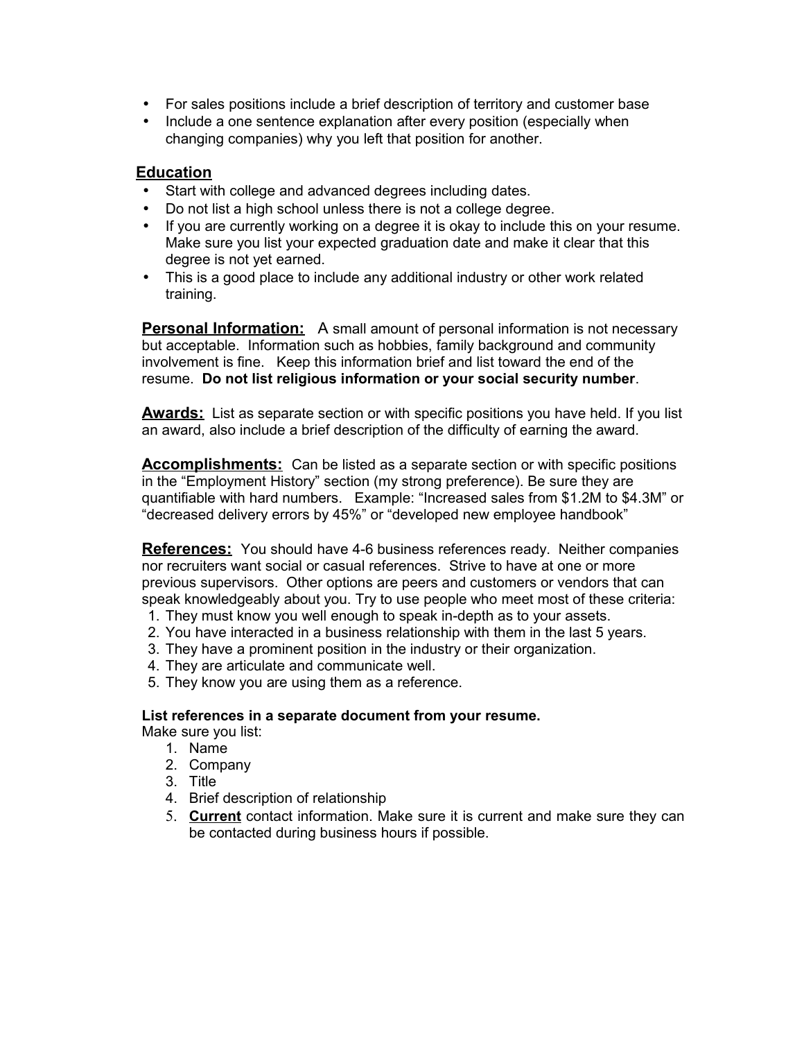- For sales positions include a brief description of territory and customer base
- Include a one sentence explanation after every position (especially when changing companies) why you left that position for another.

## Education

- Start with college and advanced degrees including dates.
- Do not list a high school unless there is not a college degree.
- If you are currently working on a degree it is okay to include this on your resume. Make sure you list your expected graduation date and make it clear that this degree is not yet earned.
- This is a good place to include any additional industry or other work related training.

**Personal Information:** A small amount of personal information is not necessary but acceptable. Information such as hobbies, family background and community involvement is fine. Keep this information brief and list toward the end of the resume. **Do not list religious information or your social security number**.

**Awards:** List as separate section or with specific positions you have held. If you list an award, also include a brief description of the difficulty of earning the award.

**Accomplishments:** Can be listed as a separate section or with specific positions in the "Employment History" section (my strong preference). Be sure they are quantifiable with hard numbers. Example: "Increased sales from $1.2M to $4.3M" or "decreased delivery errors by 45%" or "developed new employee handbook"

**References:** You should have 4-6 business references ready. Neither companies nor recruiters want social or casual references. Strive to have at one or more previous supervisors. Other options are peers and customers or vendors that can speak knowledgeably about you. Try to use people who meet most of these criteria:

1. They must know you well enough to speak in-depth as to your assets.
2. You have interacted in a business relationship with them in the last 5 years.
3. They have a prominent position in the industry or their organization.
4. They are articulate and communicate well.
5. They know you are using them as a reference.

**List references in a separate document from your resume.**

Make sure you list:

1. Name
2. Company
3. Title
4. Brief description of relationship
5. **Current** contact information. Make sure it is current and make sure they can be contacted during business hours if possible.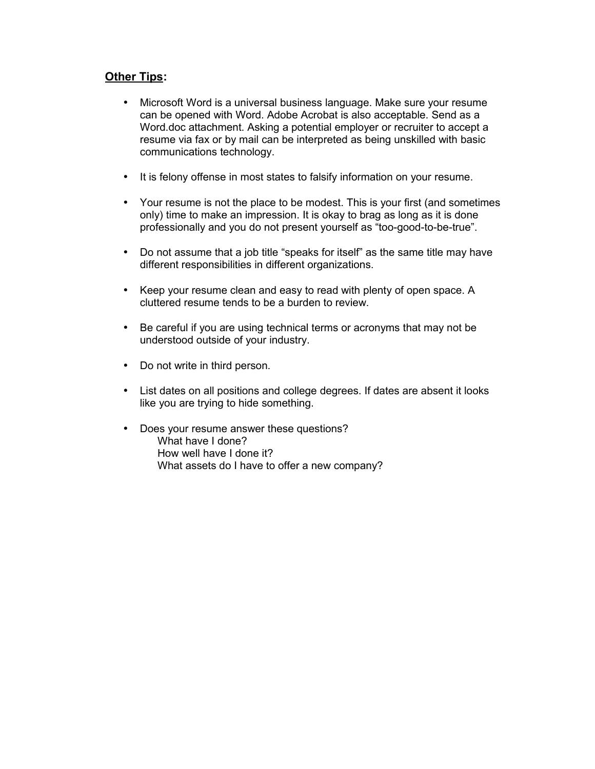**Other Tips:**

- Microsoft Word is a universal business language. Make sure your resume can be opened with Word. Adobe Acrobat is also acceptable. Send as a Word.doc attachment. Asking a potential employer or recruiter to accept a resume via fax or by mail can be interpreted as being unskilled with basic communications technology.

- It is felony offense in most states to falsify information on your resume.

- Your resume is not the place to be modest. This is your first (and sometimes only) time to make an impression. It is okay to brag as long as it is done professionally and you do not present yourself as "too-good-to-be-true".

- Do not assume that a job title "speaks for itself" as the same title may have different responsibilities in different organizations.

- Keep your resume clean and easy to read with plenty of open space. A cluttered resume tends to be a burden to review.

- Be careful if you are using technical terms or acronyms that may not be understood outside of your industry.

- Do not write in third person.

- List dates on all positions and college degrees. If dates are absent it looks like you are trying to hide something.

- Does your resume answer these questions?
  - What have I done?
  - How well have I done it?
  - What assets do I have to offer a new company?